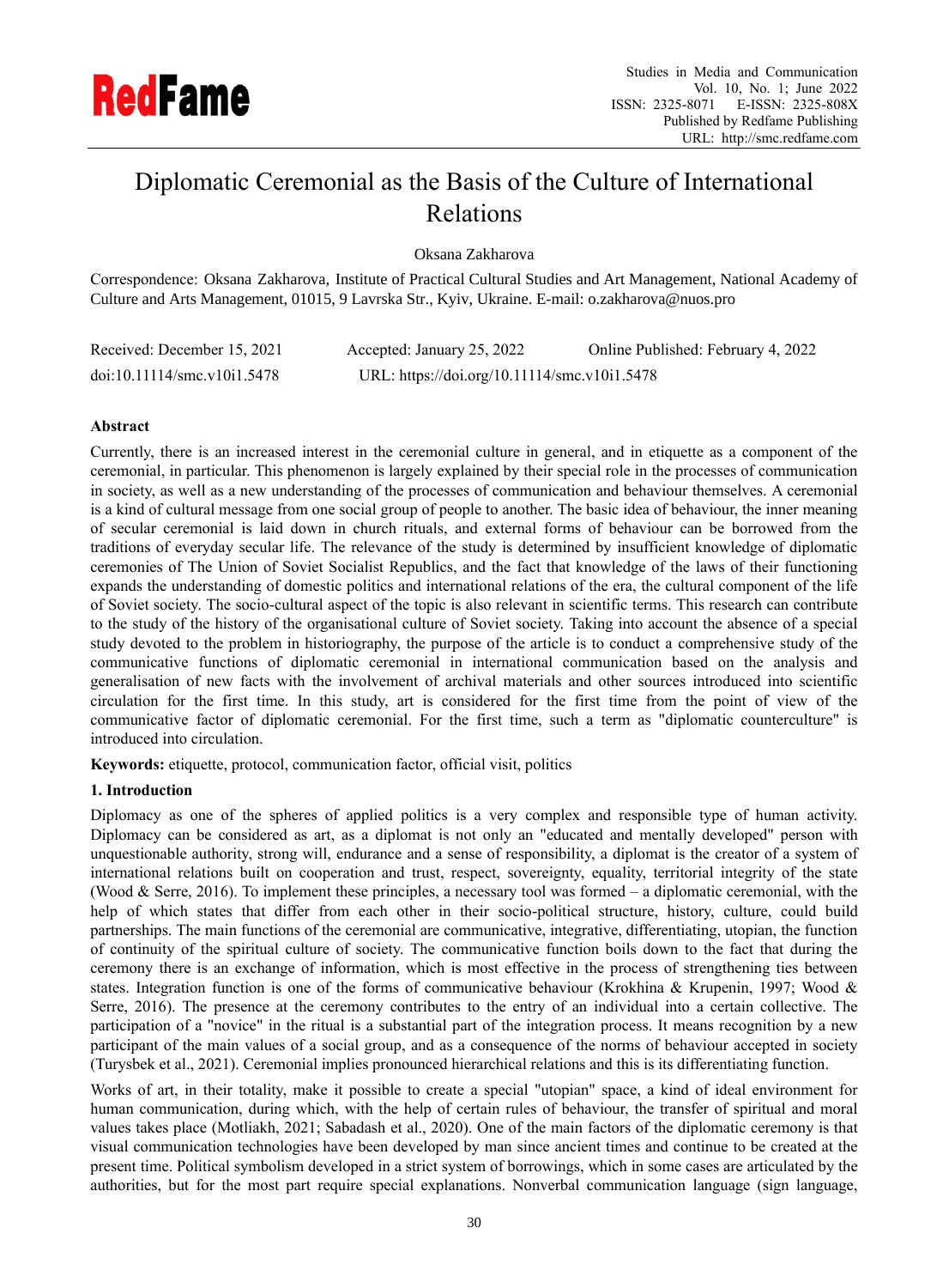# Diplomatic Ceremonial as the Basis of the Culture of International Relations

Oksana Zakharova

Correspondence: Oksana Zakharova, Institute of Practical Cultural Studies and Art Management, National Academy of Culture and Arts Management, 01015, 9 Lavrska Str., Kyiv, Ukraine. E-mail: o.zakharova@nuos.pro

Received: December 15, 2021 Accepted: January 25, 2022 Online Published: February 4, 2022

doi:10.11114/smc.v10i1.5478 URL: https://doi.org/10.11114/smc.v10i1.5478

## Abstract

Currently, there is an increased interest in the ceremonial culture in general, and in etiquette as a component of the ceremonial, in particular. This phenomenon is largely explained by their special role in the processes of communication in society, as well as a new understanding of the processes of communication and behaviour themselves. A ceremonial is a kind of cultural message from one social group of people to another. The basic idea of behaviour, the inner meaning of secular ceremonial is laid down in church rituals, and external forms of behaviour can be borrowed from the traditions of everyday secular life. The relevance of the study is determined by insufficient knowledge of diplomatic ceremonies of The Union of Soviet Socialist Republics, and the fact that knowledge of the laws of their functioning expands the understanding of domestic politics and international relations of the era, the cultural component of the life of Soviet society. The socio-cultural aspect of the topic is also relevant in scientific terms. This research can contribute to the study of the history of the organisational culture of Soviet society. Taking into account the absence of a special study devoted to the problem in historiography, the purpose of the article is to conduct a comprehensive study of the communicative functions of diplomatic ceremonial in international communication based on the analysis and generalisation of new facts with the involvement of archival materials and other sources introduced into scientific circulation for the first time. In this study, art is considered for the first time from the point of view of the communicative factor of diplomatic ceremonial. For the first time, such a term as "diplomatic counterculture" is introduced into circulation.

**Keywords:** etiquette, protocol, communication factor, official visit, politics

## 1. Introduction

Diplomacy as one of the spheres of applied politics is a very complex and responsible type of human activity. Diplomacy can be considered as art, as a diplomat is not only an "educated and mentally developed" person with unquestionable authority, strong will, endurance and a sense of responsibility, a diplomat is the creator of a system of international relations built on cooperation and trust, respect, sovereignty, equality, territorial integrity of the state (Wood & Serre, 2016). To implement these principles, a necessary tool was formed – a diplomatic ceremonial, with the help of which states that differ from each other in their socio-political structure, history, culture, could build partnerships. The main functions of the ceremonial are communicative, integrative, differentiating, utopian, the function of continuity of the spiritual culture of society. The communicative function boils down to the fact that during the ceremony there is an exchange of information, which is most effective in the process of strengthening ties between states. Integration function is one of the forms of communicative behaviour (Krokhina & Krupenin, 1997; Wood & Serre, 2016). The presence at the ceremony contributes to the entry of an individual into a certain collective. The participation of a "novice" in the ritual is a substantial part of the integration process. It means recognition by a new participant of the main values of a social group, and as a consequence of the norms of behaviour accepted in society (Turysbek et al., 2021). Ceremonial implies pronounced hierarchical relations and this is its differentiating function.

Works of art, in their totality, make it possible to create a special "utopian" space, a kind of ideal environment for human communication, during which, with the help of certain rules of behaviour, the transfer of spiritual and moral values takes place (Motliakh, 2021; Sabadash et al., 2020). One of the main factors of the diplomatic ceremony is that visual communication technologies have been developed by man since ancient times and continue to be created at the present time. Political symbolism developed in a strict system of borrowings, which in some cases are articulated by the authorities, but for the most part require special explanations. Nonverbal communication language (sign language,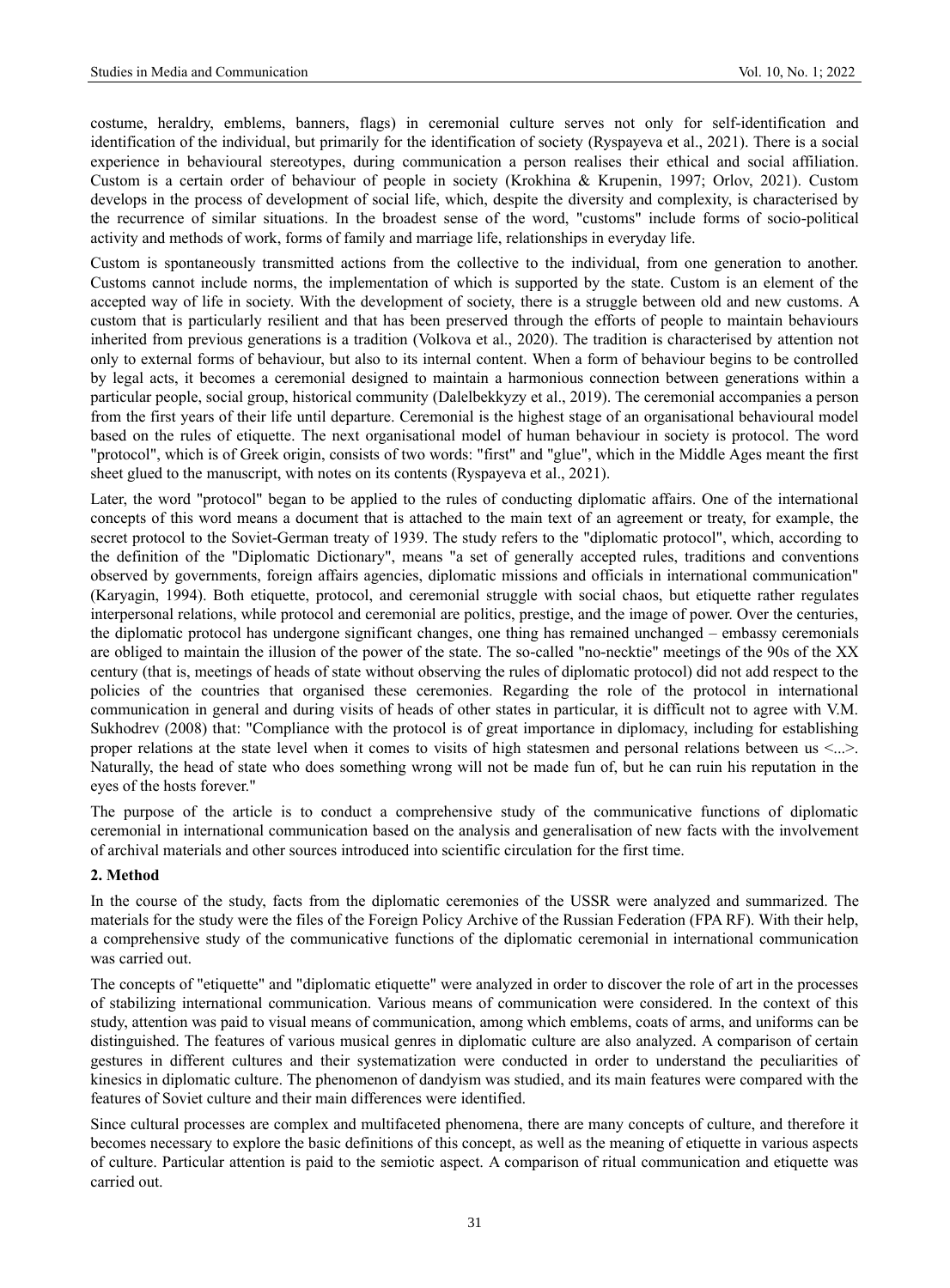costume, heraldry, emblems, banners, flags) in ceremonial culture serves not only for self-identification and identification of the individual, but primarily for the identification of society (Ryspayeva et al., 2021). There is a social experience in behavioural stereotypes, during communication a person realises their ethical and social affiliation. Custom is a certain order of behaviour of people in society (Krokhina & Krupenin, 1997; Orlov, 2021). Custom develops in the process of development of social life, which, despite the diversity and complexity, is characterised by the recurrence of similar situations. In the broadest sense of the word, "customs" include forms of socio-political activity and methods of work, forms of family and marriage life, relationships in everyday life.

Custom is spontaneously transmitted actions from the collective to the individual, from one generation to another. Customs cannot include norms, the implementation of which is supported by the state. Custom is an element of the accepted way of life in society. With the development of society, there is a struggle between old and new customs. A custom that is particularly resilient and that has been preserved through the efforts of people to maintain behaviours inherited from previous generations is a tradition (Volkova et al., 2020). The tradition is characterised by attention not only to external forms of behaviour, but also to its internal content. When a form of behaviour begins to be controlled by legal acts, it becomes a ceremonial designed to maintain a harmonious connection between generations within a particular people, social group, historical community (Dalelbekkyzy et al., 2019). The ceremonial accompanies a person from the first years of their life until departure. Ceremonial is the highest stage of an organisational behavioural model based on the rules of etiquette. The next organisational model of human behaviour in society is protocol. The word "protocol", which is of Greek origin, consists of two words: "first" and "glue", which in the Middle Ages meant the first sheet glued to the manuscript, with notes on its contents (Ryspayeva et al., 2021).

Later, the word "protocol" began to be applied to the rules of conducting diplomatic affairs. One of the international concepts of this word means a document that is attached to the main text of an agreement or treaty, for example, the secret protocol to the Soviet-German treaty of 1939. The study refers to the "diplomatic protocol", which, according to the definition of the "Diplomatic Dictionary", means "a set of generally accepted rules, traditions and conventions observed by governments, foreign affairs agencies, diplomatic missions and officials in international communication" (Karyagin, 1994). Both etiquette, protocol, and ceremonial struggle with social chaos, but etiquette rather regulates interpersonal relations, while protocol and ceremonial are politics, prestige, and the image of power. Over the centuries, the diplomatic protocol has undergone significant changes, one thing has remained unchanged – embassy ceremonials are obliged to maintain the illusion of the power of the state. The so-called "no-necktie" meetings of the 90s of the XX century (that is, meetings of heads of state without observing the rules of diplomatic protocol) did not add respect to the policies of the countries that organised these ceremonies. Regarding the role of the protocol in international communication in general and during visits of heads of other states in particular, it is difficult not to agree with V.M. Sukhodrev (2008) that: "Compliance with the protocol is of great importance in diplomacy, including for establishing proper relations at the state level when it comes to visits of high statesmen and personal relations between us <...>. Naturally, the head of state who does something wrong will not be made fun of, but he can ruin his reputation in the eyes of the hosts forever."

The purpose of the article is to conduct a comprehensive study of the communicative functions of diplomatic ceremonial in international communication based on the analysis and generalisation of new facts with the involvement of archival materials and other sources introduced into scientific circulation for the first time.

## 2. Method

In the course of the study, facts from the diplomatic ceremonies of the USSR were analyzed and summarized. The materials for the study were the files of the Foreign Policy Archive of the Russian Federation (FPA RF). With their help, a comprehensive study of the communicative functions of the diplomatic ceremonial in international communication was carried out.

The concepts of "etiquette" and "diplomatic etiquette" were analyzed in order to discover the role of art in the processes of stabilizing international communication. Various means of communication were considered. In the context of this study, attention was paid to visual means of communication, among which emblems, coats of arms, and uniforms can be distinguished. The features of various musical genres in diplomatic culture are also analyzed. A comparison of certain gestures in different cultures and their systematization were conducted in order to understand the peculiarities of kinesics in diplomatic culture. The phenomenon of dandyism was studied, and its main features were compared with the features of Soviet culture and their main differences were identified.

Since cultural processes are complex and multifaceted phenomena, there are many concepts of culture, and therefore it becomes necessary to explore the basic definitions of this concept, as well as the meaning of etiquette in various aspects of culture. Particular attention is paid to the semiotic aspect. A comparison of ritual communication and etiquette was carried out.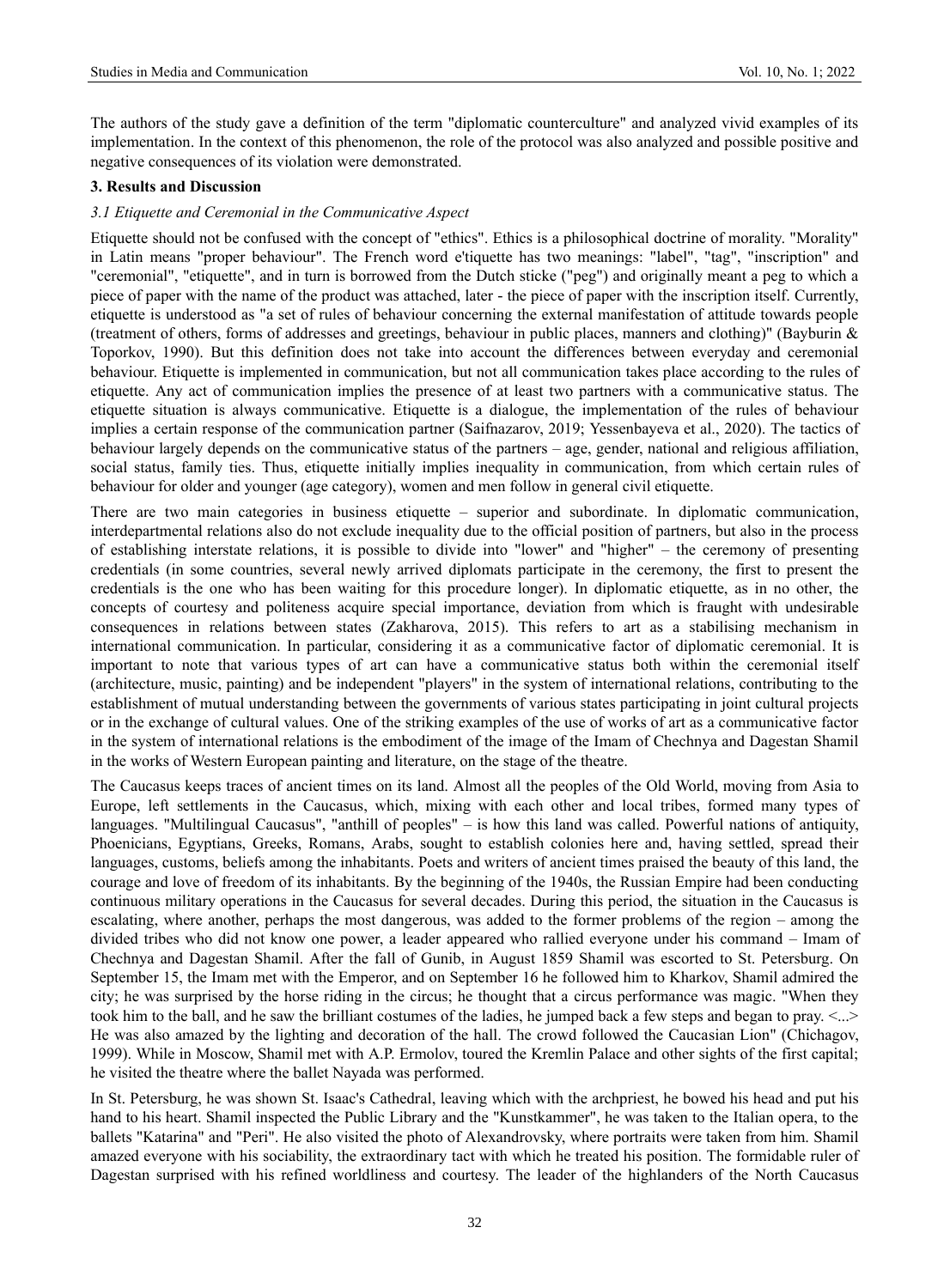The authors of the study gave a definition of the term "diplomatic counterculture" and analyzed vivid examples of its implementation. In the context of this phenomenon, the role of the protocol was also analyzed and possible positive and negative consequences of its violation were demonstrated.

## 3. Results and Discussion

### *3.1 Etiquette and Ceremonial in the Communicative Aspect*

Etiquette should not be confused with the concept of "ethics". Ethics is a philosophical doctrine of morality. "Morality" in Latin means "proper behaviour". The French word e'tiquette has two meanings: "label", "tag", "inscription" and "ceremonial", "etiquette", and in turn is borrowed from the Dutch sticke ("peg") and originally meant a peg to which a piece of paper with the name of the product was attached, later - the piece of paper with the inscription itself. Currently, etiquette is understood as "a set of rules of behaviour concerning the external manifestation of attitude towards people (treatment of others, forms of addresses and greetings, behaviour in public places, manners and clothing)" (Bayburin & Toporkov, 1990). But this definition does not take into account the differences between everyday and ceremonial behaviour. Etiquette is implemented in communication, but not all communication takes place according to the rules of etiquette. Any act of communication implies the presence of at least two partners with a communicative status. The etiquette situation is always communicative. Etiquette is a dialogue, the implementation of the rules of behaviour implies a certain response of the communication partner (Saifnazarov, 2019; Yessenbayeva et al., 2020). The tactics of behaviour largely depends on the communicative status of the partners – age, gender, national and religious affiliation, social status, family ties. Thus, etiquette initially implies inequality in communication, from which certain rules of behaviour for older and younger (age category), women and men follow in general civil etiquette.

There are two main categories in business etiquette – superior and subordinate. In diplomatic communication, interdepartmental relations also do not exclude inequality due to the official position of partners, but also in the process of establishing interstate relations, it is possible to divide into "lower" and "higher" – the ceremony of presenting credentials (in some countries, several newly arrived diplomats participate in the ceremony, the first to present the credentials is the one who has been waiting for this procedure longer). In diplomatic etiquette, as in no other, the concepts of courtesy and politeness acquire special importance, deviation from which is fraught with undesirable consequences in relations between states (Zakharova, 2015). This refers to art as a stabilising mechanism in international communication. In particular, considering it as a communicative factor of diplomatic ceremonial. It is important to note that various types of art can have a communicative status both within the ceremonial itself (architecture, music, painting) and be independent "players" in the system of international relations, contributing to the establishment of mutual understanding between the governments of various states participating in joint cultural projects or in the exchange of cultural values. One of the striking examples of the use of works of art as a communicative factor in the system of international relations is the embodiment of the image of the Imam of Chechnya and Dagestan Shamil in the works of Western European painting and literature, on the stage of the theatre.

The Caucasus keeps traces of ancient times on its land. Almost all the peoples of the Old World, moving from Asia to Europe, left settlements in the Caucasus, which, mixing with each other and local tribes, formed many types of languages. "Multilingual Caucasus", "anthill of peoples" – is how this land was called. Powerful nations of antiquity, Phoenicians, Egyptians, Greeks, Romans, Arabs, sought to establish colonies here and, having settled, spread their languages, customs, beliefs among the inhabitants. Poets and writers of ancient times praised the beauty of this land, the courage and love of freedom of its inhabitants. By the beginning of the 1940s, the Russian Empire had been conducting continuous military operations in the Caucasus for several decades. During this period, the situation in the Caucasus is escalating, where another, perhaps the most dangerous, was added to the former problems of the region – among the divided tribes who did not know one power, a leader appeared who rallied everyone under his command – Imam of Chechnya and Dagestan Shamil. After the fall of Gunib, in August 1859 Shamil was escorted to St. Petersburg. On September 15, the Imam met with the Emperor, and on September 16 he followed him to Kharkov, Shamil admired the city; he was surprised by the horse riding in the circus; he thought that a circus performance was magic. "When they took him to the ball, and he saw the brilliant costumes of the ladies, he jumped back a few steps and began to pray. <...> He was also amazed by the lighting and decoration of the hall. The crowd followed the Caucasian Lion" (Chichagov, 1999). While in Moscow, Shamil met with A.P. Ermolov, toured the Kremlin Palace and other sights of the first capital; he visited the theatre where the ballet Nayada was performed.

In St. Petersburg, he was shown St. Isaac's Cathedral, leaving which with the archpriest, he bowed his head and put his hand to his heart. Shamil inspected the Public Library and the "Kunstkammer", he was taken to the Italian opera, to the ballets "Katarina" and "Peri". He also visited the photo of Alexandrovsky, where portraits were taken from him. Shamil amazed everyone with his sociability, the extraordinary tact with which he treated his position. The formidable ruler of Dagestan surprised with his refined worldliness and courtesy. The leader of the highlanders of the North Caucasus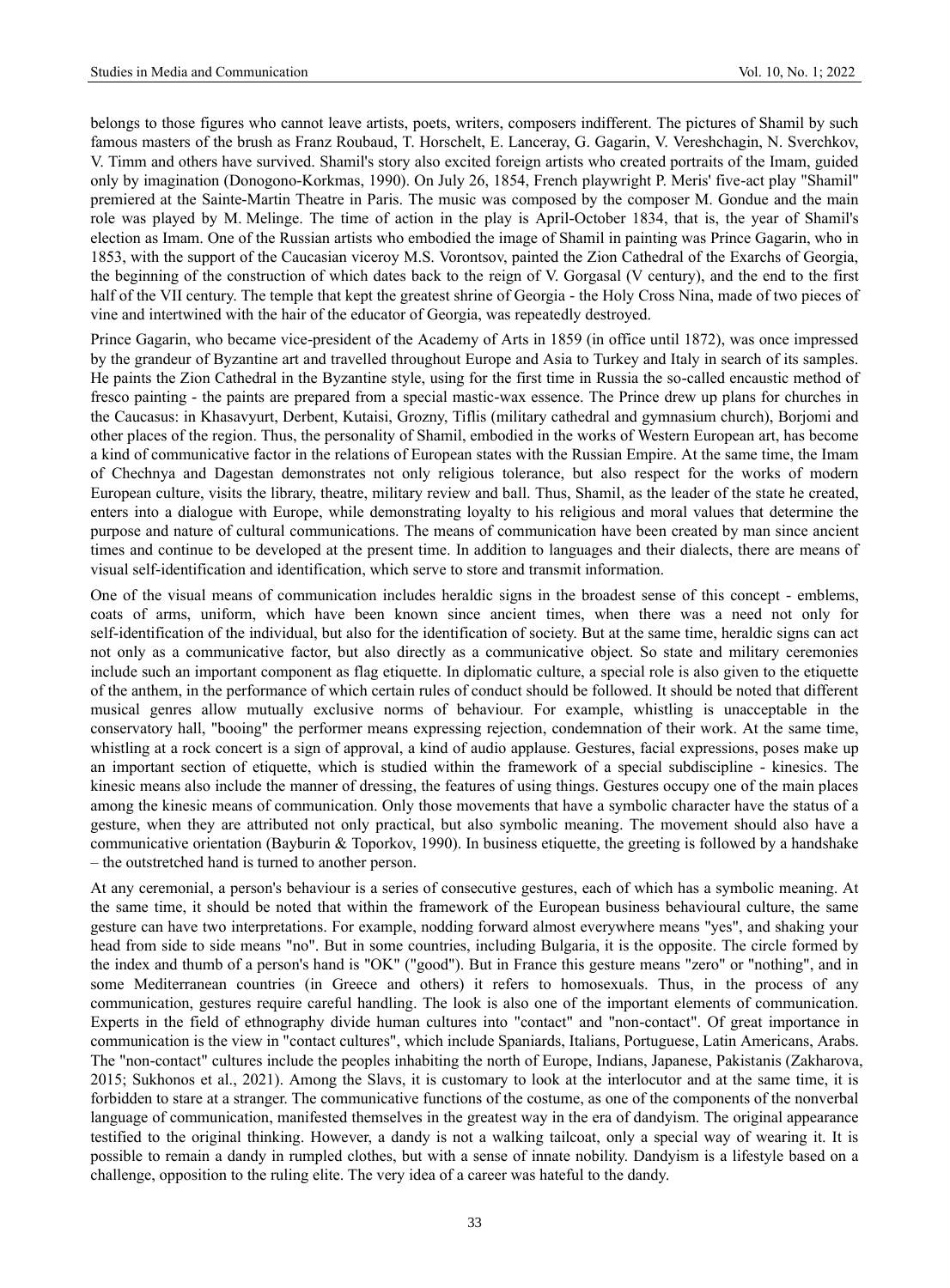belongs to those figures who cannot leave artists, poets, writers, composers indifferent. The pictures of Shamil by such famous masters of the brush as Franz Roubaud, T. Horschelt, E. Lanceray, G. Gagarin, V. Vereshchagin, N. Sverchkov, V. Timm and others have survived. Shamil's story also excited foreign artists who created portraits of the Imam, guided only by imagination (Donogono-Korkmas, 1990). On July 26, 1854, French playwright P. Meris' five-act play "Shamil" premiered at the Sainte-Martin Theatre in Paris. The music was composed by the composer M. Gondue and the main role was played by M. Melinge. The time of action in the play is April-October 1834, that is, the year of Shamil's election as Imam. One of the Russian artists who embodied the image of Shamil in painting was Prince Gagarin, who in 1853, with the support of the Caucasian viceroy M.S. Vorontsov, painted the Zion Cathedral of the Exarchs of Georgia, the beginning of the construction of which dates back to the reign of V. Gorgasal (V century), and the end to the first half of the VII century. The temple that kept the greatest shrine of Georgia - the Holy Cross Nina, made of two pieces of vine and intertwined with the hair of the educator of Georgia, was repeatedly destroyed.

Prince Gagarin, who became vice-president of the Academy of Arts in 1859 (in office until 1872), was once impressed by the grandeur of Byzantine art and travelled throughout Europe and Asia to Turkey and Italy in search of its samples. He paints the Zion Cathedral in the Byzantine style, using for the first time in Russia the so-called encaustic method of fresco painting - the paints are prepared from a special mastic-wax essence. The Prince drew up plans for churches in the Caucasus: in Khasavyurt, Derbent, Kutaisi, Grozny, Tiflis (military cathedral and gymnasium church), Borjomi and other places of the region. Thus, the personality of Shamil, embodied in the works of Western European art, has become a kind of communicative factor in the relations of European states with the Russian Empire. At the same time, the Imam of Chechnya and Dagestan demonstrates not only religious tolerance, but also respect for the works of modern European culture, visits the library, theatre, military review and ball. Thus, Shamil, as the leader of the state he created, enters into a dialogue with Europe, while demonstrating loyalty to his religious and moral values that determine the purpose and nature of cultural communications. The means of communication have been created by man since ancient times and continue to be developed at the present time. In addition to languages and their dialects, there are means of visual self-identification and identification, which serve to store and transmit information.

One of the visual means of communication includes heraldic signs in the broadest sense of this concept - emblems, coats of arms, uniform, which have been known since ancient times, when there was a need not only for self-identification of the individual, but also for the identification of society. But at the same time, heraldic signs can act not only as a communicative factor, but also directly as a communicative object. So state and military ceremonies include such an important component as flag etiquette. In diplomatic culture, a special role is also given to the etiquette of the anthem, in the performance of which certain rules of conduct should be followed. It should be noted that different musical genres allow mutually exclusive norms of behaviour. For example, whistling is unacceptable in the conservatory hall, "booing" the performer means expressing rejection, condemnation of their work. At the same time, whistling at a rock concert is a sign of approval, a kind of audio applause. Gestures, facial expressions, poses make up an important section of etiquette, which is studied within the framework of a special subdiscipline - kinesics. The kinesic means also include the manner of dressing, the features of using things. Gestures occupy one of the main places among the kinesic means of communication. Only those movements that have a symbolic character have the status of a gesture, when they are attributed not only practical, but also symbolic meaning. The movement should also have a communicative orientation (Bayburin & Toporkov, 1990). In business etiquette, the greeting is followed by a handshake – the outstretched hand is turned to another person.

At any ceremonial, a person's behaviour is a series of consecutive gestures, each of which has a symbolic meaning. At the same time, it should be noted that within the framework of the European business behavioural culture, the same gesture can have two interpretations. For example, nodding forward almost everywhere means "yes", and shaking your head from side to side means "no". But in some countries, including Bulgaria, it is the opposite. The circle formed by the index and thumb of a person's hand is "OK" ("good"). But in France this gesture means "zero" or "nothing", and in some Mediterranean countries (in Greece and others) it refers to homosexuals. Thus, in the process of any communication, gestures require careful handling. The look is also one of the important elements of communication. Experts in the field of ethnography divide human cultures into "contact" and "non-contact". Of great importance in communication is the view in "contact cultures", which include Spaniards, Italians, Portuguese, Latin Americans, Arabs. The "non-contact" cultures include the peoples inhabiting the north of Europe, Indians, Japanese, Pakistanis (Zakharova, 2015; Sukhonos et al., 2021). Among the Slavs, it is customary to look at the interlocutor and at the same time, it is forbidden to stare at a stranger. The communicative functions of the costume, as one of the components of the nonverbal language of communication, manifested themselves in the greatest way in the era of dandyism. The original appearance testified to the original thinking. However, a dandy is not a walking tailcoat, only a special way of wearing it. It is possible to remain a dandy in rumpled clothes, but with a sense of innate nobility. Dandyism is a lifestyle based on a challenge, opposition to the ruling elite. The very idea of a career was hateful to the dandy.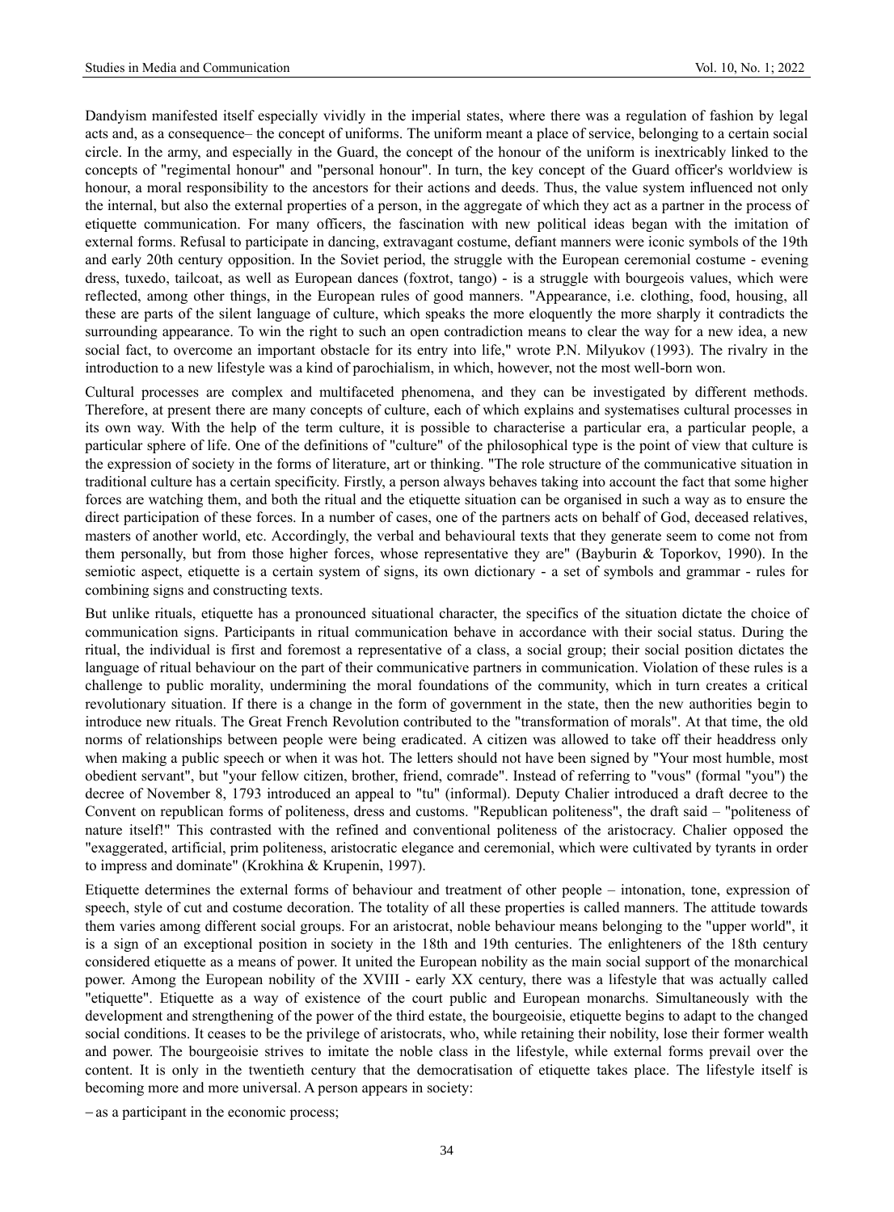Dandyism manifested itself especially vividly in the imperial states, where there was a regulation of fashion by legal acts and, as a consequence– the concept of uniforms. The uniform meant a place of service, belonging to a certain social circle. In the army, and especially in the Guard, the concept of the honour of the uniform is inextricably linked to the concepts of "regimental honour" and "personal honour". In turn, the key concept of the Guard officer's worldview is honour, a moral responsibility to the ancestors for their actions and deeds. Thus, the value system influenced not only the internal, but also the external properties of a person, in the aggregate of which they act as a partner in the process of etiquette communication. For many officers, the fascination with new political ideas began with the imitation of external forms. Refusal to participate in dancing, extravagant costume, defiant manners were iconic symbols of the 19th and early 20th century opposition. In the Soviet period, the struggle with the European ceremonial costume - evening dress, tuxedo, tailcoat, as well as European dances (foxtrot, tango) - is a struggle with bourgeois values, which were reflected, among other things, in the European rules of good manners. "Appearance, i.e. clothing, food, housing, all these are parts of the silent language of culture, which speaks the more eloquently the more sharply it contradicts the surrounding appearance. To win the right to such an open contradiction means to clear the way for a new idea, a new social fact, to overcome an important obstacle for its entry into life," wrote P.N. Milyukov (1993). The rivalry in the introduction to a new lifestyle was a kind of parochialism, in which, however, not the most well-born won.

Cultural processes are complex and multifaceted phenomena, and they can be investigated by different methods. Therefore, at present there are many concepts of culture, each of which explains and systematises cultural processes in its own way. With the help of the term culture, it is possible to characterise a particular era, a particular people, a particular sphere of life. One of the definitions of "culture" of the philosophical type is the point of view that culture is the expression of society in the forms of literature, art or thinking. "The role structure of the communicative situation in traditional culture has a certain specificity. Firstly, a person always behaves taking into account the fact that some higher forces are watching them, and both the ritual and the etiquette situation can be organised in such a way as to ensure the direct participation of these forces. In a number of cases, one of the partners acts on behalf of God, deceased relatives, masters of another world, etc. Accordingly, the verbal and behavioural texts that they generate seem to come not from them personally, but from those higher forces, whose representative they are" (Bayburin & Toporkov, 1990). In the semiotic aspect, etiquette is a certain system of signs, its own dictionary - a set of symbols and grammar - rules for combining signs and constructing texts.

But unlike rituals, etiquette has a pronounced situational character, the specifics of the situation dictate the choice of communication signs. Participants in ritual communication behave in accordance with their social status. During the ritual, the individual is first and foremost a representative of a class, a social group; their social position dictates the language of ritual behaviour on the part of their communicative partners in communication. Violation of these rules is a challenge to public morality, undermining the moral foundations of the community, which in turn creates a critical revolutionary situation. If there is a change in the form of government in the state, then the new authorities begin to introduce new rituals. The Great French Revolution contributed to the "transformation of morals". At that time, the old norms of relationships between people were being eradicated. A citizen was allowed to take off their headdress only when making a public speech or when it was hot. The letters should not have been signed by "Your most humble, most obedient servant", but "your fellow citizen, brother, friend, comrade". Instead of referring to "vous" (formal "you") the decree of November 8, 1793 introduced an appeal to "tu" (informal). Deputy Chalier introduced a draft decree to the Convent on republican forms of politeness, dress and customs. "Republican politeness", the draft said – "politeness of nature itself!" This contrasted with the refined and conventional politeness of the aristocracy. Chalier opposed the "exaggerated, artificial, prim politeness, aristocratic elegance and ceremonial, which were cultivated by tyrants in order to impress and dominate" (Krokhina & Krupenin, 1997).

Etiquette determines the external forms of behaviour and treatment of other people – intonation, tone, expression of speech, style of cut and costume decoration. The totality of all these properties is called manners. The attitude towards them varies among different social groups. For an aristocrat, noble behaviour means belonging to the "upper world", it is a sign of an exceptional position in society in the 18th and 19th centuries. The enlighteners of the 18th century considered etiquette as a means of power. It united the European nobility as the main social support of the monarchical power. Among the European nobility of the XVIII - early XX century, there was a lifestyle that was actually called "etiquette". Etiquette as a way of existence of the court public and European monarchs. Simultaneously with the development and strengthening of the power of the third estate, the bourgeoisie, etiquette begins to adapt to the changed social conditions. It ceases to be the privilege of aristocrats, who, while retaining their nobility, lose their former wealth and power. The bourgeoisie strives to imitate the noble class in the lifestyle, while external forms prevail over the content. It is only in the twentieth century that the democratisation of etiquette takes place. The lifestyle itself is becoming more and more universal. A person appears in society:

– as a participant in the economic process;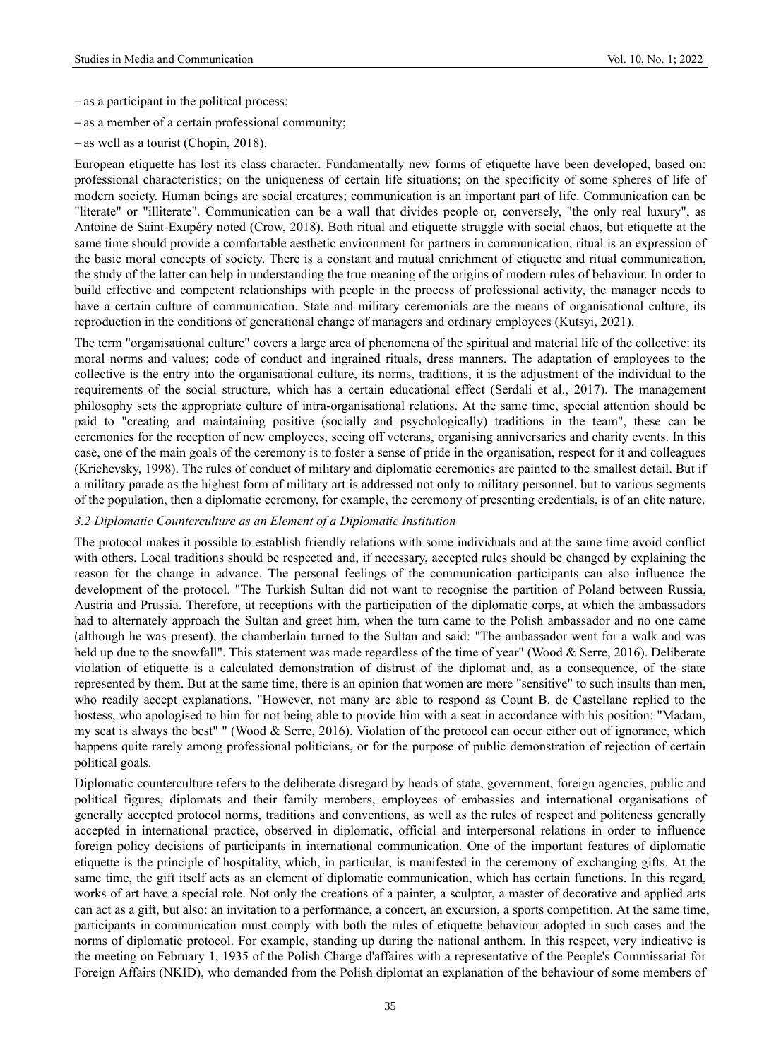– as a participant in the political process;

– as a member of a certain professional community;

– as well as a tourist (Chopin, 2018).

European etiquette has lost its class character. Fundamentally new forms of etiquette have been developed, based on: professional characteristics; on the uniqueness of certain life situations; on the specificity of some spheres of life of modern society. Human beings are social creatures; communication is an important part of life. Communication can be "literate" or "illiterate". Communication can be a wall that divides people or, conversely, "the only real luxury", as Antoine de Saint-Exupéry noted (Crow, 2018). Both ritual and etiquette struggle with social chaos, but etiquette at the same time should provide a comfortable aesthetic environment for partners in communication, ritual is an expression of the basic moral concepts of society. There is a constant and mutual enrichment of etiquette and ritual communication, the study of the latter can help in understanding the true meaning of the origins of modern rules of behaviour. In order to build effective and competent relationships with people in the process of professional activity, the manager needs to have a certain culture of communication. State and military ceremonials are the means of organisational culture, its reproduction in the conditions of generational change of managers and ordinary employees (Kutsyi, 2021).

The term "organisational culture" covers a large area of phenomena of the spiritual and material life of the collective: its moral norms and values; code of conduct and ingrained rituals, dress manners. The adaptation of employees to the collective is the entry into the organisational culture, its norms, traditions, it is the adjustment of the individual to the requirements of the social structure, which has a certain educational effect (Serdali et al., 2017). The management philosophy sets the appropriate culture of intra-organisational relations. At the same time, special attention should be paid to "creating and maintaining positive (socially and psychologically) traditions in the team", these can be ceremonies for the reception of new employees, seeing off veterans, organising anniversaries and charity events. In this case, one of the main goals of the ceremony is to foster a sense of pride in the organisation, respect for it and colleagues (Krichevsky, 1998). The rules of conduct of military and diplomatic ceremonies are painted to the smallest detail. But if a military parade as the highest form of military art is addressed not only to military personnel, but to various segments of the population, then a diplomatic ceremony, for example, the ceremony of presenting credentials, is of an elite nature.

### *3.2 Diplomatic Counterculture as an Element of a Diplomatic Institution*

The protocol makes it possible to establish friendly relations with some individuals and at the same time avoid conflict with others. Local traditions should be respected and, if necessary, accepted rules should be changed by explaining the reason for the change in advance. The personal feelings of the communication participants can also influence the development of the protocol. "The Turkish Sultan did not want to recognise the partition of Poland between Russia, Austria and Prussia. Therefore, at receptions with the participation of the diplomatic corps, at which the ambassadors had to alternately approach the Sultan and greet him, when the turn came to the Polish ambassador and no one came (although he was present), the chamberlain turned to the Sultan and said: "The ambassador went for a walk and was held up due to the snowfall". This statement was made regardless of the time of year" (Wood & Serre, 2016). Deliberate violation of etiquette is a calculated demonstration of distrust of the diplomat and, as a consequence, of the state represented by them. But at the same time, there is an opinion that women are more "sensitive" to such insults than men, who readily accept explanations. "However, not many are able to respond as Count B. de Castellane replied to the hostess, who apologised to him for not being able to provide him with a seat in accordance with his position: "Madam, my seat is always the best" " (Wood & Serre, 2016). Violation of the protocol can occur either out of ignorance, which happens quite rarely among professional politicians, or for the purpose of public demonstration of rejection of certain political goals.

Diplomatic counterculture refers to the deliberate disregard by heads of state, government, foreign agencies, public and political figures, diplomats and their family members, employees of embassies and international organisations of generally accepted protocol norms, traditions and conventions, as well as the rules of respect and politeness generally accepted in international practice, observed in diplomatic, official and interpersonal relations in order to influence foreign policy decisions of participants in international communication. One of the important features of diplomatic etiquette is the principle of hospitality, which, in particular, is manifested in the ceremony of exchanging gifts. At the same time, the gift itself acts as an element of diplomatic communication, which has certain functions. In this regard, works of art have a special role. Not only the creations of a painter, a sculptor, a master of decorative and applied arts can act as a gift, but also: an invitation to a performance, a concert, an excursion, a sports competition. At the same time, participants in communication must comply with both the rules of etiquette behaviour adopted in such cases and the norms of diplomatic protocol. For example, standing up during the national anthem. In this respect, very indicative is the meeting on February 1, 1935 of the Polish Charge d'affaires with a representative of the People's Commissariat for Foreign Affairs (NKID), who demanded from the Polish diplomat an explanation of the behaviour of some members of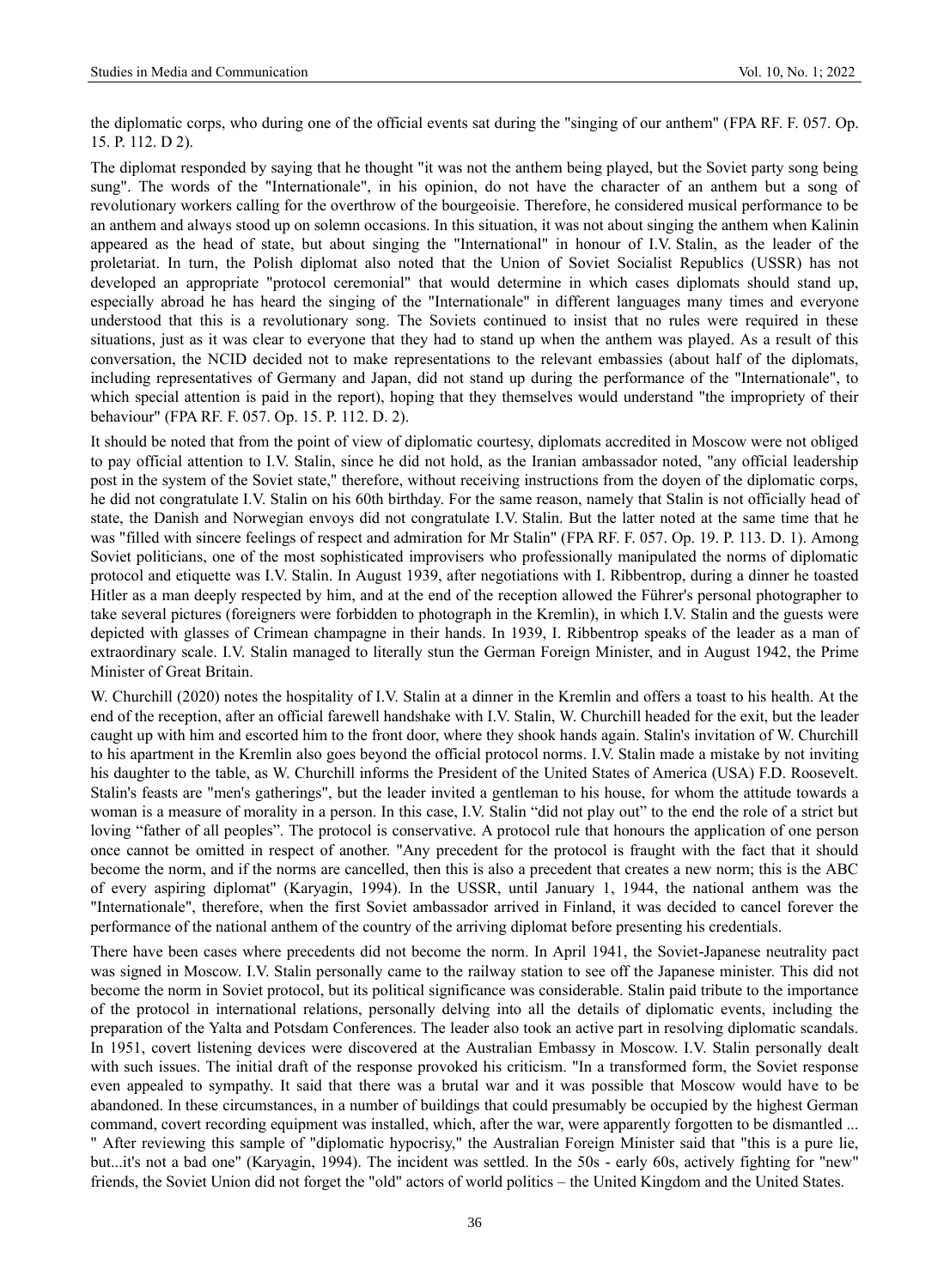the diplomatic corps, who during one of the official events sat during the "singing of our anthem" (FPA RF. F. 057. Op. 15. P. 112. D 2).

The diplomat responded by saying that he thought "it was not the anthem being played, but the Soviet party song being sung". The words of the "Internationale", in his opinion, do not have the character of an anthem but a song of revolutionary workers calling for the overthrow of the bourgeoisie. Therefore, he considered musical performance to be an anthem and always stood up on solemn occasions. In this situation, it was not about singing the anthem when Kalinin appeared as the head of state, but about singing the "International" in honour of I.V. Stalin, as the leader of the proletariat. In turn, the Polish diplomat also noted that the Union of Soviet Socialist Republics (USSR) has not developed an appropriate "protocol ceremonial" that would determine in which cases diplomats should stand up, especially abroad he has heard the singing of the "Internationale" in different languages many times and everyone understood that this is a revolutionary song. The Soviets continued to insist that no rules were required in these situations, just as it was clear to everyone that they had to stand up when the anthem was played. As a result of this conversation, the NCID decided not to make representations to the relevant embassies (about half of the diplomats, including representatives of Germany and Japan, did not stand up during the performance of the "Internationale", to which special attention is paid in the report), hoping that they themselves would understand "the impropriety of their behaviour" (FPA RF. F. 057. Op. 15. P. 112. D. 2).

It should be noted that from the point of view of diplomatic courtesy, diplomats accredited in Moscow were not obliged to pay official attention to I.V. Stalin, since he did not hold, as the Iranian ambassador noted, "any official leadership post in the system of the Soviet state," therefore, without receiving instructions from the doyen of the diplomatic corps, he did not congratulate I.V. Stalin on his 60th birthday. For the same reason, namely that Stalin is not officially head of state, the Danish and Norwegian envoys did not congratulate I.V. Stalin. But the latter noted at the same time that he was "filled with sincere feelings of respect and admiration for Mr Stalin" (FPA RF. F. 057. Op. 19. P. 113. D. 1). Among Soviet politicians, one of the most sophisticated improvisers who professionally manipulated the norms of diplomatic protocol and etiquette was I.V. Stalin. In August 1939, after negotiations with I. Ribbentrop, during a dinner he toasted Hitler as a man deeply respected by him, and at the end of the reception allowed the Führer's personal photographer to take several pictures (foreigners were forbidden to photograph in the Kremlin), in which I.V. Stalin and the guests were depicted with glasses of Crimean champagne in their hands. In 1939, I. Ribbentrop speaks of the leader as a man of extraordinary scale. I.V. Stalin managed to literally stun the German Foreign Minister, and in August 1942, the Prime Minister of Great Britain.

W. Churchill (2020) notes the hospitality of I.V. Stalin at a dinner in the Kremlin and offers a toast to his health. At the end of the reception, after an official farewell handshake with I.V. Stalin, W. Churchill headed for the exit, but the leader caught up with him and escorted him to the front door, where they shook hands again. Stalin's invitation of W. Churchill to his apartment in the Kremlin also goes beyond the official protocol norms. I.V. Stalin made a mistake by not inviting his daughter to the table, as W. Churchill informs the President of the United States of America (USA) F.D. Roosevelt. Stalin's feasts are "men's gatherings", but the leader invited a gentleman to his house, for whom the attitude towards a woman is a measure of morality in a person. In this case, I.V. Stalin "did not play out" to the end the role of a strict but loving "father of all peoples". The protocol is conservative. A protocol rule that honours the application of one person once cannot be omitted in respect of another. "Any precedent for the protocol is fraught with the fact that it should become the norm, and if the norms are cancelled, then this is also a precedent that creates a new norm; this is the ABC of every aspiring diplomat" (Karyagin, 1994). In the USSR, until January 1, 1944, the national anthem was the "Internationale", therefore, when the first Soviet ambassador arrived in Finland, it was decided to cancel forever the performance of the national anthem of the country of the arriving diplomat before presenting his credentials.

There have been cases where precedents did not become the norm. In April 1941, the Soviet-Japanese neutrality pact was signed in Moscow. I.V. Stalin personally came to the railway station to see off the Japanese minister. This did not become the norm in Soviet protocol, but its political significance was considerable. Stalin paid tribute to the importance of the protocol in international relations, personally delving into all the details of diplomatic events, including the preparation of the Yalta and Potsdam Conferences. The leader also took an active part in resolving diplomatic scandals. In 1951, covert listening devices were discovered at the Australian Embassy in Moscow. I.V. Stalin personally dealt with such issues. The initial draft of the response provoked his criticism. "In a transformed form, the Soviet response even appealed to sympathy. It said that there was a brutal war and it was possible that Moscow would have to be abandoned. In these circumstances, in a number of buildings that could presumably be occupied by the highest German command, covert recording equipment was installed, which, after the war, were apparently forgotten to be dismantled ... " After reviewing this sample of "diplomatic hypocrisy," the Australian Foreign Minister said that "this is a pure lie, but...it's not a bad one" (Karyagin, 1994). The incident was settled. In the 50s - early 60s, actively fighting for "new" friends, the Soviet Union did not forget the "old" actors of world politics – the United Kingdom and the United States.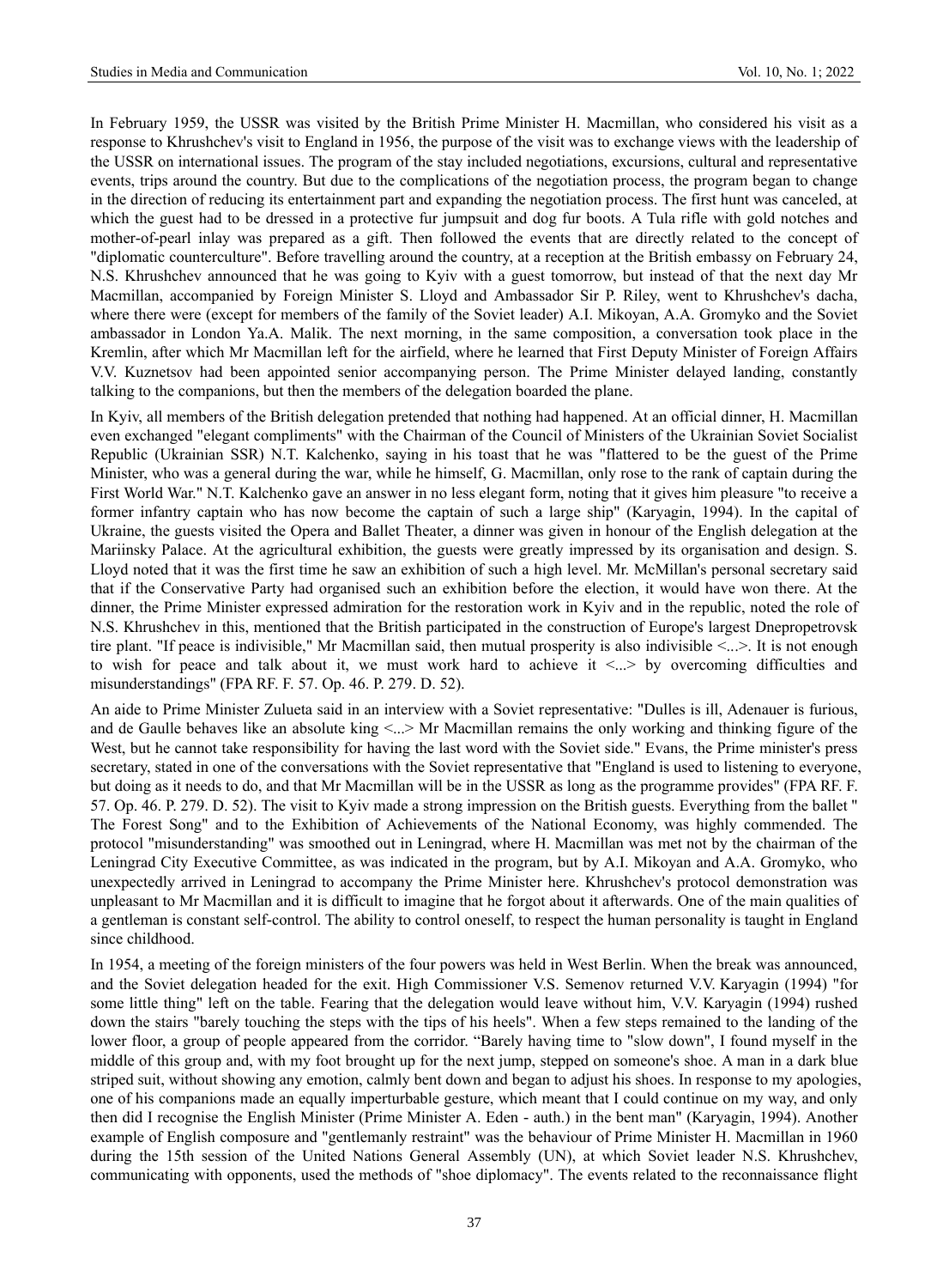In February 1959, the USSR was visited by the British Prime Minister H. Macmillan, who considered his visit as a response to Khrushchev's visit to England in 1956, the purpose of the visit was to exchange views with the leadership of the USSR on international issues. The program of the stay included negotiations, excursions, cultural and representative events, trips around the country. But due to the complications of the negotiation process, the program began to change in the direction of reducing its entertainment part and expanding the negotiation process. The first hunt was canceled, at which the guest had to be dressed in a protective fur jumpsuit and dog fur boots. A Tula rifle with gold notches and mother-of-pearl inlay was prepared as a gift. Then followed the events that are directly related to the concept of "diplomatic counterculture". Before travelling around the country, at a reception at the British embassy on February 24, N.S. Khrushchev announced that he was going to Kyiv with a guest tomorrow, but instead of that the next day Mr Macmillan, accompanied by Foreign Minister S. Lloyd and Ambassador Sir P. Riley, went to Khrushchev's dacha, where there were (except for members of the family of the Soviet leader) A.I. Mikoyan, A.A. Gromyko and the Soviet ambassador in London Ya.A. Malik. The next morning, in the same composition, a conversation took place in the Kremlin, after which Mr Macmillan left for the airfield, where he learned that First Deputy Minister of Foreign Affairs V.V. Kuznetsov had been appointed senior accompanying person. The Prime Minister delayed landing, constantly talking to the companions, but then the members of the delegation boarded the plane.

In Kyiv, all members of the British delegation pretended that nothing had happened. At an official dinner, H. Macmillan even exchanged "elegant compliments" with the Chairman of the Council of Ministers of the Ukrainian Soviet Socialist Republic (Ukrainian SSR) N.T. Kalchenko, saying in his toast that he was "flattered to be the guest of the Prime Minister, who was a general during the war, while he himself, G. Macmillan, only rose to the rank of captain during the First World War." N.T. Kalchenko gave an answer in no less elegant form, noting that it gives him pleasure "to receive a former infantry captain who has now become the captain of such a large ship" (Karyagin, 1994). In the capital of Ukraine, the guests visited the Opera and Ballet Theater, a dinner was given in honour of the English delegation at the Mariinsky Palace. At the agricultural exhibition, the guests were greatly impressed by its organisation and design. S. Lloyd noted that it was the first time he saw an exhibition of such a high level. Mr. McMillan's personal secretary said that if the Conservative Party had organised such an exhibition before the election, it would have won there. At the dinner, the Prime Minister expressed admiration for the restoration work in Kyiv and in the republic, noted the role of N.S. Khrushchev in this, mentioned that the British participated in the construction of Europe's largest Dnepropetrovsk tire plant. "If peace is indivisible," Mr Macmillan said, then mutual prosperity is also indivisible <...>. It is not enough to wish for peace and talk about it, we must work hard to achieve it <...> by overcoming difficulties and misunderstandings" (FPA RF. F. 57. Op. 46. P. 279. D. 52).

An aide to Prime Minister Zulueta said in an interview with a Soviet representative: "Dulles is ill, Adenauer is furious, and de Gaulle behaves like an absolute king <...> Mr Macmillan remains the only working and thinking figure of the West, but he cannot take responsibility for having the last word with the Soviet side." Evans, the Prime minister's press secretary, stated in one of the conversations with the Soviet representative that "England is used to listening to everyone, but doing as it needs to do, and that Mr Macmillan will be in the USSR as long as the programme provides" (FPA RF. F. 57. Op. 46. P. 279. D. 52). The visit to Kyiv made a strong impression on the British guests. Everything from the ballet " The Forest Song" and to the Exhibition of Achievements of the National Economy, was highly commended. The protocol "misunderstanding" was smoothed out in Leningrad, where H. Macmillan was met not by the chairman of the Leningrad City Executive Committee, as was indicated in the program, but by A.I. Mikoyan and A.A. Gromyko, who unexpectedly arrived in Leningrad to accompany the Prime Minister here. Khrushchev's protocol demonstration was unpleasant to Mr Macmillan and it is difficult to imagine that he forgot about it afterwards. One of the main qualities of a gentleman is constant self-control. The ability to control oneself, to respect the human personality is taught in England since childhood.

In 1954, a meeting of the foreign ministers of the four powers was held in West Berlin. When the break was announced, and the Soviet delegation headed for the exit. High Commissioner V.S. Semenov returned V.V. Karyagin (1994) "for some little thing" left on the table. Fearing that the delegation would leave without him, V.V. Karyagin (1994) rushed down the stairs "barely touching the steps with the tips of his heels". When a few steps remained to the landing of the lower floor, a group of people appeared from the corridor. "Barely having time to "slow down", I found myself in the middle of this group and, with my foot brought up for the next jump, stepped on someone's shoe. A man in a dark blue striped suit, without showing any emotion, calmly bent down and began to adjust his shoes. In response to my apologies, one of his companions made an equally imperturbable gesture, which meant that I could continue on my way, and only then did I recognise the English Minister (Prime Minister A. Eden - auth.) in the bent man" (Karyagin, 1994). Another example of English composure and "gentlemanly restraint" was the behaviour of Prime Minister H. Macmillan in 1960 during the 15th session of the United Nations General Assembly (UN), at which Soviet leader N.S. Khrushchev, communicating with opponents, used the methods of "shoe diplomacy". The events related to the reconnaissance flight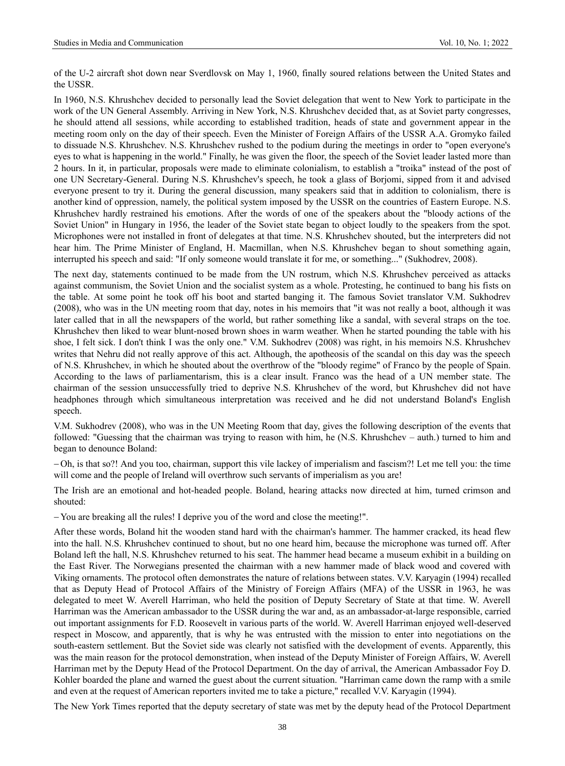of the U-2 aircraft shot down near Sverdlovsk on May 1, 1960, finally soured relations between the United States and the USSR.

In 1960, N.S. Khrushchev decided to personally lead the Soviet delegation that went to New York to participate in the work of the UN General Assembly. Arriving in New York, N.S. Khrushchev decided that, as at Soviet party congresses, he should attend all sessions, while according to established tradition, heads of state and government appear in the meeting room only on the day of their speech. Even the Minister of Foreign Affairs of the USSR A.A. Gromyko failed to dissuade N.S. Khrushchev. N.S. Khrushchev rushed to the podium during the meetings in order to "open everyone's eyes to what is happening in the world." Finally, he was given the floor, the speech of the Soviet leader lasted more than 2 hours. In it, in particular, proposals were made to eliminate colonialism, to establish a "troika" instead of the post of one UN Secretary-General. During N.S. Khrushchev's speech, he took a glass of Borjomi, sipped from it and advised everyone present to try it. During the general discussion, many speakers said that in addition to colonialism, there is another kind of oppression, namely, the political system imposed by the USSR on the countries of Eastern Europe. N.S. Khrushchev hardly restrained his emotions. After the words of one of the speakers about the "bloody actions of the Soviet Union" in Hungary in 1956, the leader of the Soviet state began to object loudly to the speakers from the spot. Microphones were not installed in front of delegates at that time. N.S. Khrushchev shouted, but the interpreters did not hear him. The Prime Minister of England, H. Macmillan, when N.S. Khrushchev began to shout something again, interrupted his speech and said: "If only someone would translate it for me, or something..." (Sukhodrev, 2008).

The next day, statements continued to be made from the UN rostrum, which N.S. Khrushchev perceived as attacks against communism, the Soviet Union and the socialist system as a whole. Protesting, he continued to bang his fists on the table. At some point he took off his boot and started banging it. The famous Soviet translator V.M. Sukhodrev (2008), who was in the UN meeting room that day, notes in his memoirs that "it was not really a boot, although it was later called that in all the newspapers of the world, but rather something like a sandal, with several straps on the toe. Khrushchev then liked to wear blunt-nosed brown shoes in warm weather. When he started pounding the table with his shoe, I felt sick. I don't think I was the only one." V.M. Sukhodrev (2008) was right, in his memoirs N.S. Khrushchev writes that Nehru did not really approve of this act. Although, the apotheosis of the scandal on this day was the speech of N.S. Khrushchev, in which he shouted about the overthrow of the "bloody regime" of Franco by the people of Spain. According to the laws of parliamentarism, this is a clear insult. Franco was the head of a UN member state. The chairman of the session unsuccessfully tried to deprive N.S. Khrushchev of the word, but Khrushchev did not have headphones through which simultaneous interpretation was received and he did not understand Boland's English speech.

V.M. Sukhodrev (2008), who was in the UN Meeting Room that day, gives the following description of the events that followed: "Guessing that the chairman was trying to reason with him, he (N.S. Khrushchev – auth.) turned to him and began to denounce Boland:

– Oh, is that so?! And you too, chairman, support this vile lackey of imperialism and fascism?! Let me tell you: the time will come and the people of Ireland will overthrow such servants of imperialism as you are!

The Irish are an emotional and hot-headed people. Boland, hearing attacks now directed at him, turned crimson and shouted:

– You are breaking all the rules! I deprive you of the word and close the meeting!".

After these words, Boland hit the wooden stand hard with the chairman's hammer. The hammer cracked, its head flew into the hall. N.S. Khrushchev continued to shout, but no one heard him, because the microphone was turned off. After Boland left the hall, N.S. Khrushchev returned to his seat. The hammer head became a museum exhibit in a building on the East River. The Norwegians presented the chairman with a new hammer made of black wood and covered with Viking ornaments. The protocol often demonstrates the nature of relations between states. V.V. Karyagin (1994) recalled that as Deputy Head of Protocol Affairs of the Ministry of Foreign Affairs (MFA) of the USSR in 1963, he was delegated to meet W. Averell Harriman, who held the position of Deputy Secretary of State at that time. W. Averell Harriman was the American ambassador to the USSR during the war and, as an ambassador-at-large responsible, carried out important assignments for F.D. Roosevelt in various parts of the world. W. Averell Harriman enjoyed well-deserved respect in Moscow, and apparently, that is why he was entrusted with the mission to enter into negotiations on the south-eastern settlement. But the Soviet side was clearly not satisfied with the development of events. Apparently, this was the main reason for the protocol demonstration, when instead of the Deputy Minister of Foreign Affairs, W. Averell Harriman met by the Deputy Head of the Protocol Department. On the day of arrival, the American Ambassador Foy D. Kohler boarded the plane and warned the guest about the current situation. "Harriman came down the ramp with a smile and even at the request of American reporters invited me to take a picture," recalled V.V. Karyagin (1994).

The New York Times reported that the deputy secretary of state was met by the deputy head of the Protocol Department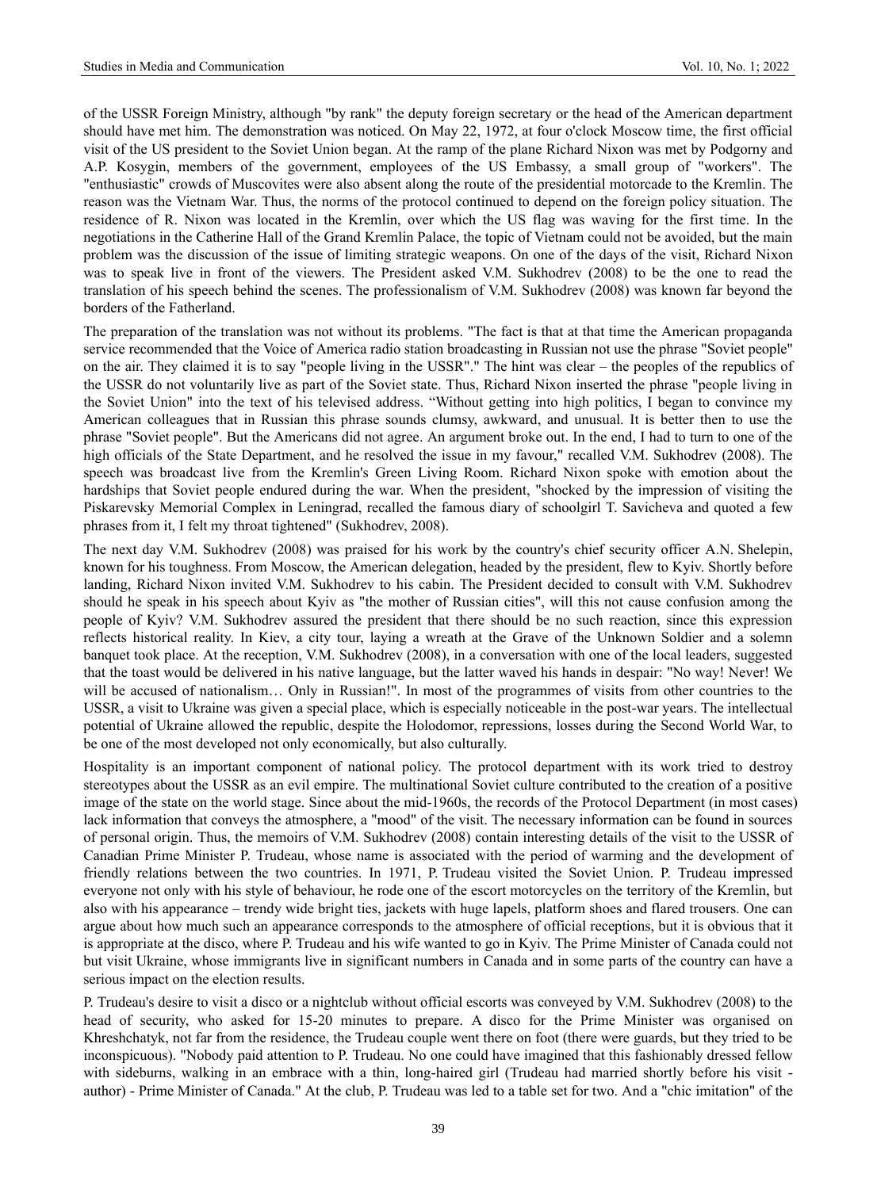of the USSR Foreign Ministry, although "by rank" the deputy foreign secretary or the head of the American department should have met him. The demonstration was noticed. On May 22, 1972, at four o'clock Moscow time, the first official visit of the US president to the Soviet Union began. At the ramp of the plane Richard Nixon was met by Podgorny and A.P. Kosygin, members of the government, employees of the US Embassy, a small group of "workers". The "enthusiastic" crowds of Muscovites were also absent along the route of the presidential motorcade to the Kremlin. The reason was the Vietnam War. Thus, the norms of the protocol continued to depend on the foreign policy situation. The residence of R. Nixon was located in the Kremlin, over which the US flag was waving for the first time. In the negotiations in the Catherine Hall of the Grand Kremlin Palace, the topic of Vietnam could not be avoided, but the main problem was the discussion of the issue of limiting strategic weapons. On one of the days of the visit, Richard Nixon was to speak live in front of the viewers. The President asked V.M. Sukhodrev (2008) to be the one to read the translation of his speech behind the scenes. The professionalism of V.M. Sukhodrev (2008) was known far beyond the borders of the Fatherland.

The preparation of the translation was not without its problems. "The fact is that at that time the American propaganda service recommended that the Voice of America radio station broadcasting in Russian not use the phrase "Soviet people" on the air. They claimed it is to say "people living in the USSR"." The hint was clear – the peoples of the republics of the USSR do not voluntarily live as part of the Soviet state. Thus, Richard Nixon inserted the phrase "people living in the Soviet Union" into the text of his televised address. "Without getting into high politics, I began to convince my American colleagues that in Russian this phrase sounds clumsy, awkward, and unusual. It is better then to use the phrase "Soviet people". But the Americans did not agree. An argument broke out. In the end, I had to turn to one of the high officials of the State Department, and he resolved the issue in my favour," recalled V.M. Sukhodrev (2008). The speech was broadcast live from the Kremlin's Green Living Room. Richard Nixon spoke with emotion about the hardships that Soviet people endured during the war. When the president, "shocked by the impression of visiting the Piskarevsky Memorial Complex in Leningrad, recalled the famous diary of schoolgirl T. Savicheva and quoted a few phrases from it, I felt my throat tightened" (Sukhodrev, 2008).

The next day V.M. Sukhodrev (2008) was praised for his work by the country's chief security officer A.N. Shelepin, known for his toughness. From Moscow, the American delegation, headed by the president, flew to Kyiv. Shortly before landing, Richard Nixon invited V.M. Sukhodrev to his cabin. The President decided to consult with V.M. Sukhodrev should he speak in his speech about Kyiv as "the mother of Russian cities", will this not cause confusion among the people of Kyiv? V.M. Sukhodrev assured the president that there should be no such reaction, since this expression reflects historical reality. In Kiev, a city tour, laying a wreath at the Grave of the Unknown Soldier and a solemn banquet took place. At the reception, V.M. Sukhodrev (2008), in a conversation with one of the local leaders, suggested that the toast would be delivered in his native language, but the latter waved his hands in despair: "No way! Never! We will be accused of nationalism… Only in Russian!". In most of the programmes of visits from other countries to the USSR, a visit to Ukraine was given a special place, which is especially noticeable in the post-war years. The intellectual potential of Ukraine allowed the republic, despite the Holodomor, repressions, losses during the Second World War, to be one of the most developed not only economically, but also culturally.

Hospitality is an important component of national policy. The protocol department with its work tried to destroy stereotypes about the USSR as an evil empire. The multinational Soviet culture contributed to the creation of a positive image of the state on the world stage. Since about the mid-1960s, the records of the Protocol Department (in most cases) lack information that conveys the atmosphere, a "mood" of the visit. The necessary information can be found in sources of personal origin. Thus, the memoirs of V.M. Sukhodrev (2008) contain interesting details of the visit to the USSR of Canadian Prime Minister P. Trudeau, whose name is associated with the period of warming and the development of friendly relations between the two countries. In 1971, P. Trudeau visited the Soviet Union. P. Trudeau impressed everyone not only with his style of behaviour, he rode one of the escort motorcycles on the territory of the Kremlin, but also with his appearance – trendy wide bright ties, jackets with huge lapels, platform shoes and flared trousers. One can argue about how much such an appearance corresponds to the atmosphere of official receptions, but it is obvious that it is appropriate at the disco, where P. Trudeau and his wife wanted to go in Kyiv. The Prime Minister of Canada could not but visit Ukraine, whose immigrants live in significant numbers in Canada and in some parts of the country can have a serious impact on the election results.

P. Trudeau's desire to visit a disco or a nightclub without official escorts was conveyed by V.M. Sukhodrev (2008) to the head of security, who asked for 15-20 minutes to prepare. A disco for the Prime Minister was organised on Khreshchatyk, not far from the residence, the Trudeau couple went there on foot (there were guards, but they tried to be inconspicuous). "Nobody paid attention to P. Trudeau. No one could have imagined that this fashionably dressed fellow with sideburns, walking in an embrace with a thin, long-haired girl (Trudeau had married shortly before his visit - author) - Prime Minister of Canada." At the club, P. Trudeau was led to a table set for two. And a "chic imitation" of the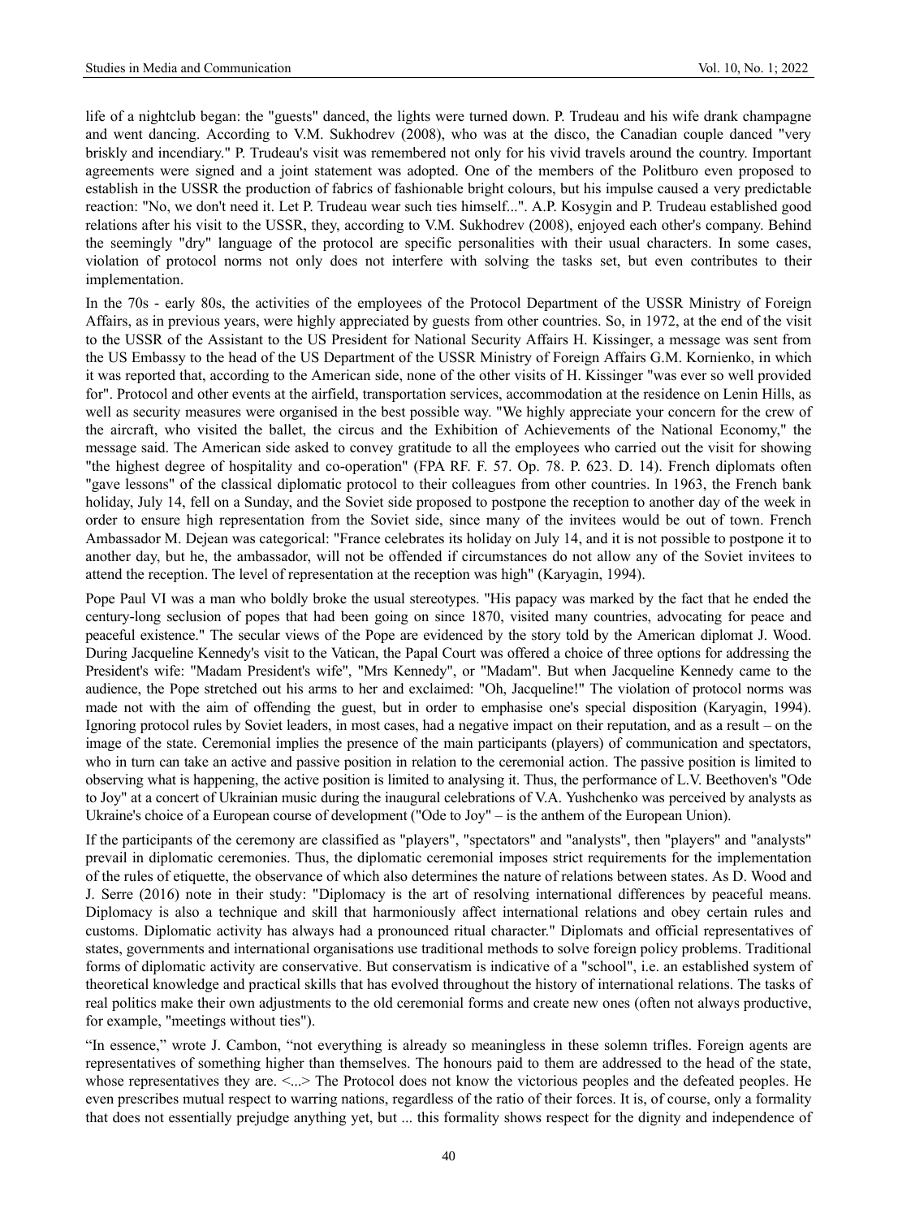life of a nightclub began: the "guests" danced, the lights were turned down. P. Trudeau and his wife drank champagne and went dancing. According to V.M. Sukhodrev (2008), who was at the disco, the Canadian couple danced "very briskly and incendiary." P. Trudeau's visit was remembered not only for his vivid travels around the country. Important agreements were signed and a joint statement was adopted. One of the members of the Politburo even proposed to establish in the USSR the production of fabrics of fashionable bright colours, but his impulse caused a very predictable reaction: "No, we don't need it. Let P. Trudeau wear such ties himself...". A.P. Kosygin and P. Trudeau established good relations after his visit to the USSR, they, according to V.M. Sukhodrev (2008), enjoyed each other's company. Behind the seemingly "dry" language of the protocol are specific personalities with their usual characters. In some cases, violation of protocol norms not only does not interfere with solving the tasks set, but even contributes to their implementation.

In the 70s - early 80s, the activities of the employees of the Protocol Department of the USSR Ministry of Foreign Affairs, as in previous years, were highly appreciated by guests from other countries. So, in 1972, at the end of the visit to the USSR of the Assistant to the US President for National Security Affairs H. Kissinger, a message was sent from the US Embassy to the head of the US Department of the USSR Ministry of Foreign Affairs G.M. Kornienko, in which it was reported that, according to the American side, none of the other visits of H. Kissinger "was ever so well provided for". Protocol and other events at the airfield, transportation services, accommodation at the residence on Lenin Hills, as well as security measures were organised in the best possible way. "We highly appreciate your concern for the crew of the aircraft, who visited the ballet, the circus and the Exhibition of Achievements of the National Economy," the message said. The American side asked to convey gratitude to all the employees who carried out the visit for showing "the highest degree of hospitality and co-operation" (FPA RF. F. 57. Op. 78. P. 623. D. 14). French diplomats often "gave lessons" of the classical diplomatic protocol to their colleagues from other countries. In 1963, the French bank holiday, July 14, fell on a Sunday, and the Soviet side proposed to postpone the reception to another day of the week in order to ensure high representation from the Soviet side, since many of the invitees would be out of town. French Ambassador M. Dejean was categorical: "France celebrates its holiday on July 14, and it is not possible to postpone it to another day, but he, the ambassador, will not be offended if circumstances do not allow any of the Soviet invitees to attend the reception. The level of representation at the reception was high" (Karyagin, 1994).

Pope Paul VI was a man who boldly broke the usual stereotypes. "His papacy was marked by the fact that he ended the century-long seclusion of popes that had been going on since 1870, visited many countries, advocating for peace and peaceful existence." The secular views of the Pope are evidenced by the story told by the American diplomat J. Wood. During Jacqueline Kennedy's visit to the Vatican, the Papal Court was offered a choice of three options for addressing the President's wife: "Madam President's wife", "Mrs Kennedy", or "Madam". But when Jacqueline Kennedy came to the audience, the Pope stretched out his arms to her and exclaimed: "Oh, Jacqueline!" The violation of protocol norms was made not with the aim of offending the guest, but in order to emphasise one's special disposition (Karyagin, 1994). Ignoring protocol rules by Soviet leaders, in most cases, had a negative impact on their reputation, and as a result – on the image of the state. Ceremonial implies the presence of the main participants (players) of communication and spectators, who in turn can take an active and passive position in relation to the ceremonial action. The passive position is limited to observing what is happening, the active position is limited to analysing it. Thus, the performance of L.V. Beethoven's "Ode to Joy" at a concert of Ukrainian music during the inaugural celebrations of V.A. Yushchenko was perceived by analysts as Ukraine's choice of a European course of development ("Ode to Joy" – is the anthem of the European Union).

If the participants of the ceremony are classified as "players", "spectators" and "analysts", then "players" and "analysts" prevail in diplomatic ceremonies. Thus, the diplomatic ceremonial imposes strict requirements for the implementation of the rules of etiquette, the observance of which also determines the nature of relations between states. As D. Wood and J. Serre (2016) note in their study: "Diplomacy is the art of resolving international differences by peaceful means. Diplomacy is also a technique and skill that harmoniously affect international relations and obey certain rules and customs. Diplomatic activity has always had a pronounced ritual character." Diplomats and official representatives of states, governments and international organisations use traditional methods to solve foreign policy problems. Traditional forms of diplomatic activity are conservative. But conservatism is indicative of a "school", i.e. an established system of theoretical knowledge and practical skills that has evolved throughout the history of international relations. The tasks of real politics make their own adjustments to the old ceremonial forms and create new ones (often not always productive, for example, "meetings without ties").

"In essence," wrote J. Cambon, "not everything is already so meaningless in these solemn trifles. Foreign agents are representatives of something higher than themselves. The honours paid to them are addressed to the head of the state, whose representatives they are. <...> The Protocol does not know the victorious peoples and the defeated peoples. He even prescribes mutual respect to warring nations, regardless of the ratio of their forces. It is, of course, only a formality that does not essentially prejudge anything yet, but ... this formality shows respect for the dignity and independence of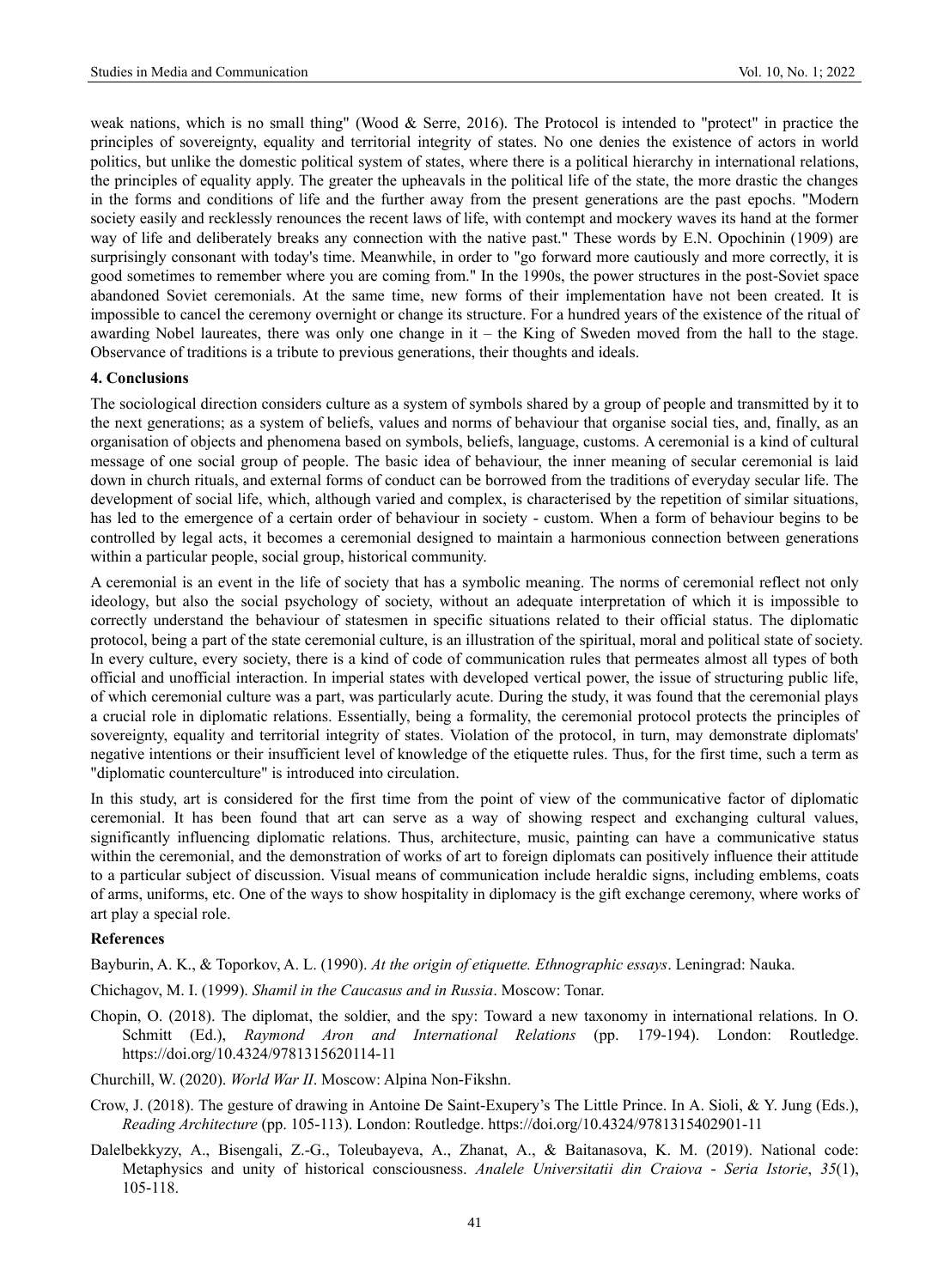weak nations, which is no small thing" (Wood & Serre, 2016). The Protocol is intended to "protect" in practice the principles of sovereignty, equality and territorial integrity of states. No one denies the existence of actors in world politics, but unlike the domestic political system of states, where there is a political hierarchy in international relations, the principles of equality apply. The greater the upheavals in the political life of the state, the more drastic the changes in the forms and conditions of life and the further away from the present generations are the past epochs. "Modern society easily and recklessly renounces the recent laws of life, with contempt and mockery waves its hand at the former way of life and deliberately breaks any connection with the native past." These words by E.N. Opochinin (1909) are surprisingly consonant with today's time. Meanwhile, in order to "go forward more cautiously and more correctly, it is good sometimes to remember where you are coming from." In the 1990s, the power structures in the post-Soviet space abandoned Soviet ceremonials. At the same time, new forms of their implementation have not been created. It is impossible to cancel the ceremony overnight or change its structure. For a hundred years of the existence of the ritual of awarding Nobel laureates, there was only one change in it – the King of Sweden moved from the hall to the stage. Observance of traditions is a tribute to previous generations, their thoughts and ideals.

**4. Conclusions**

The sociological direction considers culture as a system of symbols shared by a group of people and transmitted by it to the next generations; as a system of beliefs, values and norms of behaviour that organise social ties, and, finally, as an organisation of objects and phenomena based on symbols, beliefs, language, customs. A ceremonial is a kind of cultural message of one social group of people. The basic idea of behaviour, the inner meaning of secular ceremonial is laid down in church rituals, and external forms of conduct can be borrowed from the traditions of everyday secular life. The development of social life, which, although varied and complex, is characterised by the repetition of similar situations, has led to the emergence of a certain order of behaviour in society - custom. When a form of behaviour begins to be controlled by legal acts, it becomes a ceremonial designed to maintain a harmonious connection between generations within a particular people, social group, historical community.

A ceremonial is an event in the life of society that has a symbolic meaning. The norms of ceremonial reflect not only ideology, but also the social psychology of society, without an adequate interpretation of which it is impossible to correctly understand the behaviour of statesmen in specific situations related to their official status. The diplomatic protocol, being a part of the state ceremonial culture, is an illustration of the spiritual, moral and political state of society. In every culture, every society, there is a kind of code of communication rules that permeates almost all types of both official and unofficial interaction. In imperial states with developed vertical power, the issue of structuring public life, of which ceremonial culture was a part, was particularly acute. During the study, it was found that the ceremonial plays a crucial role in diplomatic relations. Essentially, being a formality, the ceremonial protocol protects the principles of sovereignty, equality and territorial integrity of states. Violation of the protocol, in turn, may demonstrate diplomats' negative intentions or their insufficient level of knowledge of the etiquette rules. Thus, for the first time, such a term as "diplomatic counterculture" is introduced into circulation.

In this study, art is considered for the first time from the point of view of the communicative factor of diplomatic ceremonial. It has been found that art can serve as a way of showing respect and exchanging cultural values, significantly influencing diplomatic relations. Thus, architecture, music, painting can have a communicative status within the ceremonial, and the demonstration of works of art to foreign diplomats can positively influence their attitude to a particular subject of discussion. Visual means of communication include heraldic signs, including emblems, coats of arms, uniforms, etc. One of the ways to show hospitality in diplomacy is the gift exchange ceremony, where works of art play a special role.

**References**

Bayburin, A. K., & Toporkov, A. L. (1990). *At the origin of etiquette. Ethnographic essays*. Leningrad: Nauka.

Chichagov, M. I. (1999). *Shamil in the Caucasus and in Russia*. Moscow: Tonar.

Chopin, O. (2018). The diplomat, the soldier, and the spy: Toward a new taxonomy in international relations. In O. Schmitt (Ed.), *Raymond Aron and International Relations* (pp. 179-194). London: Routledge. https://doi.org/10.4324/9781315620114-11

Churchill, W. (2020). *World War II*. Moscow: Alpina Non-Fikshn.

Crow, J. (2018). The gesture of drawing in Antoine De Saint-Exupery's The Little Prince. In A. Sioli, & Y. Jung (Eds.), *Reading Architecture* (pp. 105-113). London: Routledge. https://doi.org/10.4324/9781315402901-11

Dalelbekkyzy, A., Bisengali, Z.-G., Toleubayeva, A., Zhanat, A., & Baitanasova, K. M. (2019). National code: Metaphysics and unity of historical consciousness. *Analele Universitatii din Craiova - Seria Istorie*, *35*(1), 105-118.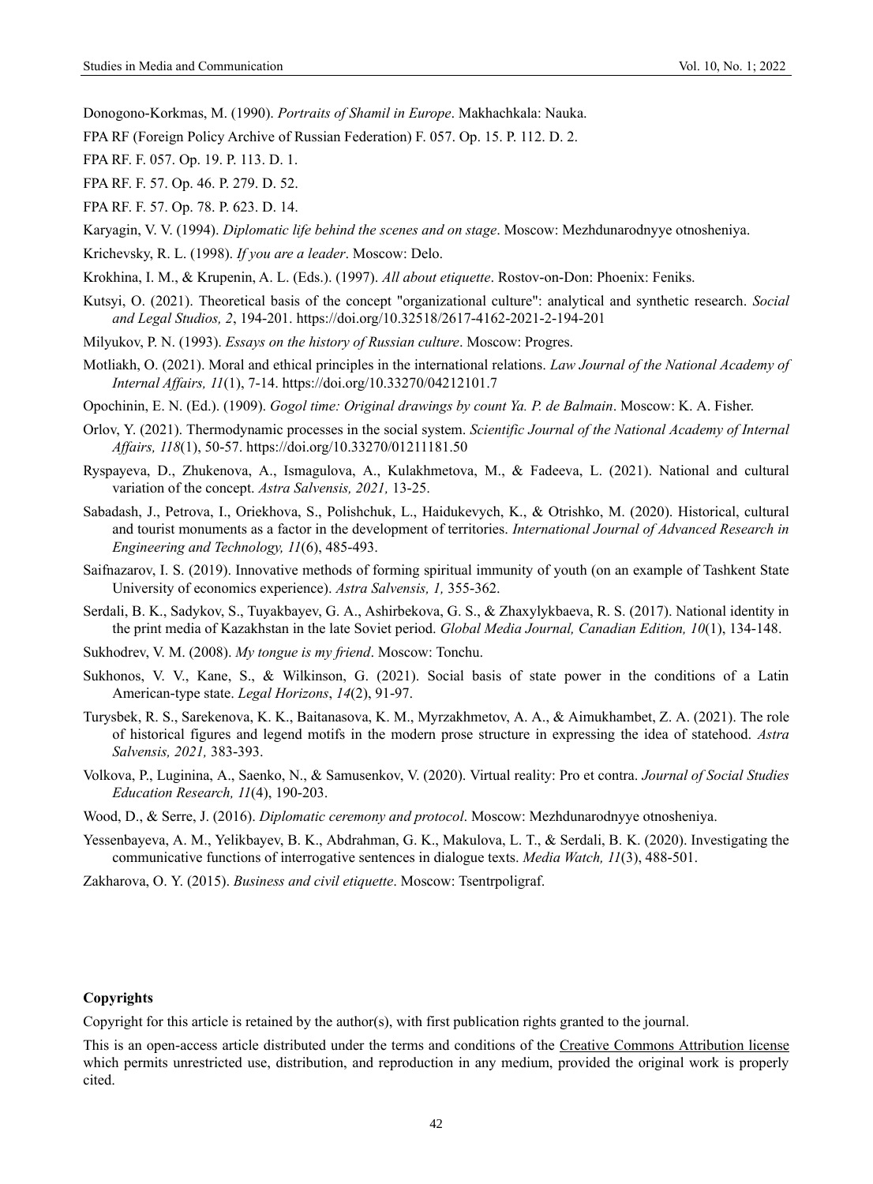Donogono-Korkmas, M. (1990). *Portraits of Shamil in Europe*. Makhachkala: Nauka.

FPA RF (Foreign Policy Archive of Russian Federation) F. 057. Op. 15. P. 112. D. 2.

FPA RF. F. 057. Op. 19. P. 113. D. 1.

FPA RF. F. 57. Op. 46. P. 279. D. 52.

FPA RF. F. 57. Op. 78. P. 623. D. 14.

Karyagin, V. V. (1994). *Diplomatic life behind the scenes and on stage*. Moscow: Mezhdunarodnyye otnosheniya.

Krichevsky, R. L. (1998). *If you are a leader*. Moscow: Delo.

Krokhina, I. M., & Krupenin, A. L. (Eds.). (1997). *All about etiquette*. Rostov-on-Don: Phoenix: Feniks.

Kutsyi, O. (2021). Theoretical basis of the concept "organizational culture": analytical and synthetic research. *Social and Legal Studios, 2*, 194-201. https://doi.org/10.32518/2617-4162-2021-2-194-201

Milyukov, P. N. (1993). *Essays on the history of Russian culture*. Moscow: Progres.

Motliakh, O. (2021). Moral and ethical principles in the international relations. *Law Journal of the National Academy of Internal Affairs, 11*(1), 7-14. https://doi.org/10.33270/04212101.7

Opochinin, E. N. (Ed.). (1909). *Gogol time: Original drawings by count Ya. P. de Balmain*. Moscow: K. A. Fisher.

Orlov, Y. (2021). Thermodynamic processes in the social system. *Scientific Journal of the National Academy of Internal Affairs, 118*(1), 50-57. https://doi.org/10.33270/01211181.50

Ryspayeva, D., Zhukenova, A., Ismagulova, A., Kulakhmetova, M., & Fadeeva, L. (2021). National and cultural variation of the concept. *Astra Salvensis, 2021,* 13-25.

Sabadash, J., Petrova, I., Oriekhova, S., Polishchuk, L., Haidukevych, K., & Otrishko, M. (2020). Historical, cultural and tourist monuments as a factor in the development of territories. *International Journal of Advanced Research in Engineering and Technology, 11*(6), 485-493.

Saifnazarov, I. S. (2019). Innovative methods of forming spiritual immunity of youth (on an example of Tashkent State University of economics experience). *Astra Salvensis, 1,* 355-362.

Serdali, B. K., Sadykov, S., Tuyakbayev, G. A., Ashirbekova, G. S., & Zhaxylykbaeva, R. S. (2017). National identity in the print media of Kazakhstan in the late Soviet period. *Global Media Journal, Canadian Edition, 10*(1), 134-148.

Sukhodrev, V. M. (2008). *My tongue is my friend*. Moscow: Tonchu.

Sukhonos, V. V., Kane, S., & Wilkinson, G. (2021). Social basis of state power in the conditions of a Latin American-type state. *Legal Horizons*, *14*(2), 91-97.

Turysbek, R. S., Sarekenova, K. K., Baitanasova, K. M., Myrzakhmetov, A. A., & Aimukhambet, Z. A. (2021). The role of historical figures and legend motifs in the modern prose structure in expressing the idea of statehood. *Astra Salvensis, 2021,* 383-393.

Volkova, P., Luginina, A., Saenko, N., & Samusenkov, V. (2020). Virtual reality: Pro et contra. *Journal of Social Studies Education Research, 11*(4), 190-203.

Wood, D., & Serre, J. (2016). *Diplomatic ceremony and protocol*. Moscow: Mezhdunarodnyye otnosheniya.

Yessenbayeva, A. M., Yelikbayev, B. K., Abdrahman, G. K., Makulova, L. T., & Serdali, B. K. (2020). Investigating the communicative functions of interrogative sentences in dialogue texts. *Media Watch, 11*(3), 488-501.

Zakharova, O. Y. (2015). *Business and civil etiquette*. Moscow: Tsentrpoligraf.

**Copyrights**

Copyright for this article is retained by the author(s), with first publication rights granted to the journal.

This is an open-access article distributed under the terms and conditions of the Creative Commons Attribution license which permits unrestricted use, distribution, and reproduction in any medium, provided the original work is properly cited.